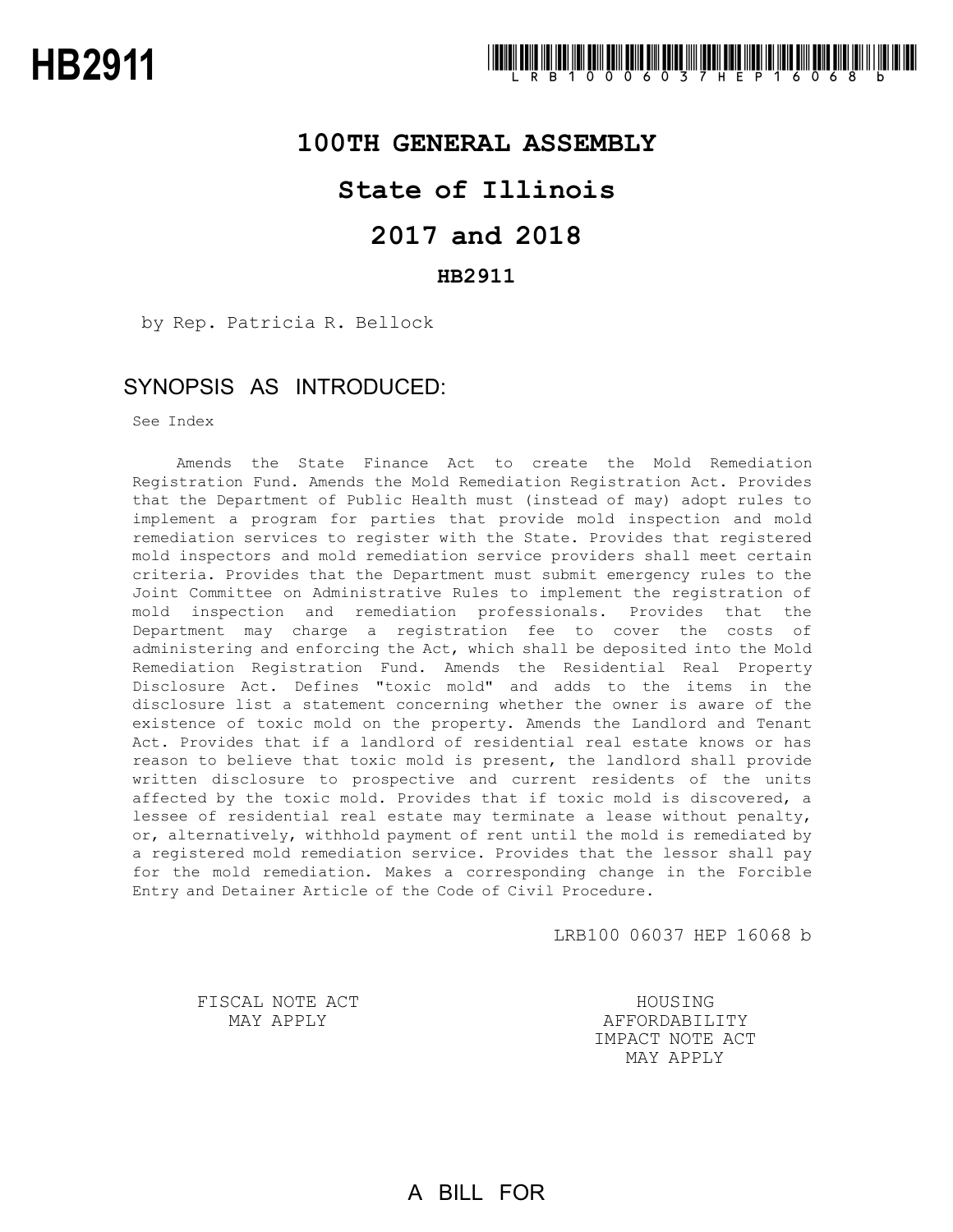# HB2911

LRB100 06037 HEP 16068 b

## 100TH GENERAL ASSEMBLY

## State of Illinois

## 2017 and 2018

### HB2911

by Rep. Patricia R. Bellock

## SYNOPSIS AS INTRODUCED:

See Index

Amends the State Finance Act to create the Mold Remediation Registration Fund. Amends the Mold Remediation Registration Act. Provides that the Department of Public Health must (instead of may) adopt rules to implement a program for parties that provide mold inspection and mold remediation services to register with the State. Provides that registered mold inspectors and mold remediation service providers shall meet certain criteria. Provides that the Department must submit emergency rules to the Joint Committee on Administrative Rules to implement the registration of mold inspection and remediation professionals. Provides that the Department may charge a registration fee to cover the costs of administering and enforcing the Act, which shall be deposited into the Mold Remediation Registration Fund. Amends the Residential Real Property Disclosure Act. Defines "toxic mold" and adds to the items in the disclosure list a statement concerning whether the owner is aware of the existence of toxic mold on the property. Amends the Landlord and Tenant Act. Provides that if a landlord of residential real estate knows or has reason to believe that toxic mold is present, the landlord shall provide written disclosure to prospective and current residents of the units affected by the toxic mold. Provides that if toxic mold is discovered, a lessee of residential real estate may terminate a lease without penalty, or, alternatively, withhold payment of rent until the mold is remediated by a registered mold remediation service. Provides that the lessor shall pay for the mold remediation. Makes a corresponding change in the Forcible Entry and Detainer Article of the Code of Civil Procedure.

LRB100 06037 HEP 16068 b

FISCAL NOTE ACT MAY APPLY

HOUSING AFFORDABILITY IMPACT NOTE ACT MAY APPLY

A BILL FOR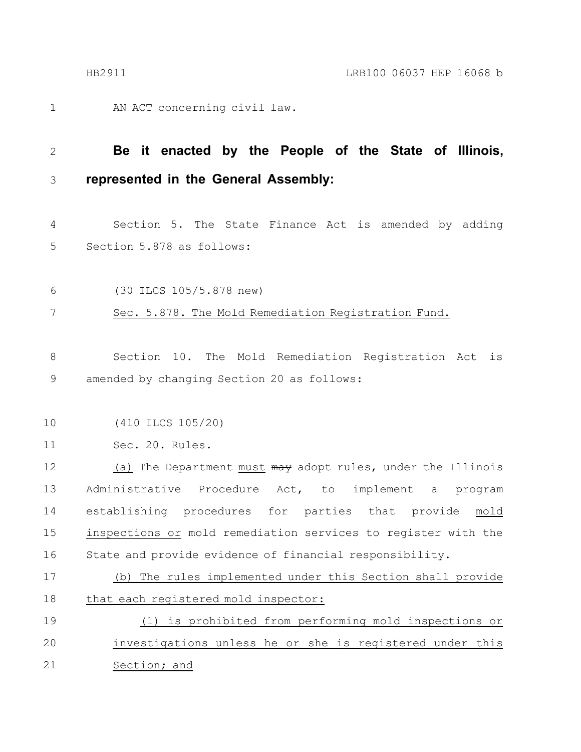AN ACT concerning civil law.

**Be it enacted by the People of the State of Illinois, represented in the General Assembly:**

Section 5. The State Finance Act is amended by adding Section 5.878 as follows:

(30 ILCS 105/5.878 new)

<u>Sec. 5.878. The Mold Remediation Registration Fund.</u>

Section 10. The Mold Remediation Registration Act is amended by changing Section 20 as follows:

(410 ILCS 105/20)

Sec. 20. Rules.

<u>(a)</u> The Department <u>must</u> ~~may~~ adopt rules, under the Illinois Administrative Procedure Act, to implement a program establishing procedures for parties that provide <u>mold inspections or</u> mold remediation services to register with the State and provide evidence of financial responsibility.

<u>(b) The rules implemented under this Section shall provide that each registered mold inspector:</u>

<u>(1) is prohibited from performing mold inspections or investigations unless he or she is registered under this Section; and</u>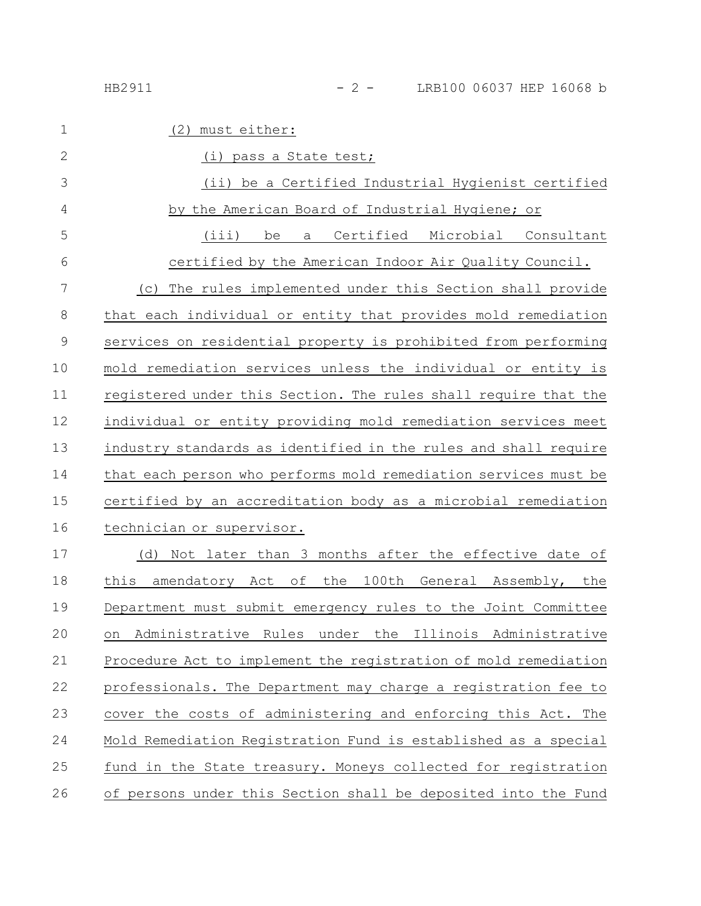(2) must either:

(i) pass a State test;

(ii) be a Certified Industrial Hygienist certified by the American Board of Industrial Hygiene; or

(iii) be a Certified Microbial Consultant certified by the American Indoor Air Quality Council.

(c) The rules implemented under this Section shall provide that each individual or entity that provides mold remediation services on residential property is prohibited from performing mold remediation services unless the individual or entity is registered under this Section. The rules shall require that the individual or entity providing mold remediation services meet industry standards as identified in the rules and shall require that each person who performs mold remediation services must be certified by an accreditation body as a microbial remediation technician or supervisor.

(d) Not later than 3 months after the effective date of this amendatory Act of the 100th General Assembly, the Department must submit emergency rules to the Joint Committee on Administrative Rules under the Illinois Administrative Procedure Act to implement the registration of mold remediation professionals. The Department may charge a registration fee to cover the costs of administering and enforcing this Act. The Mold Remediation Registration Fund is established as a special fund in the State treasury. Moneys collected for registration of persons under this Section shall be deposited into the Fund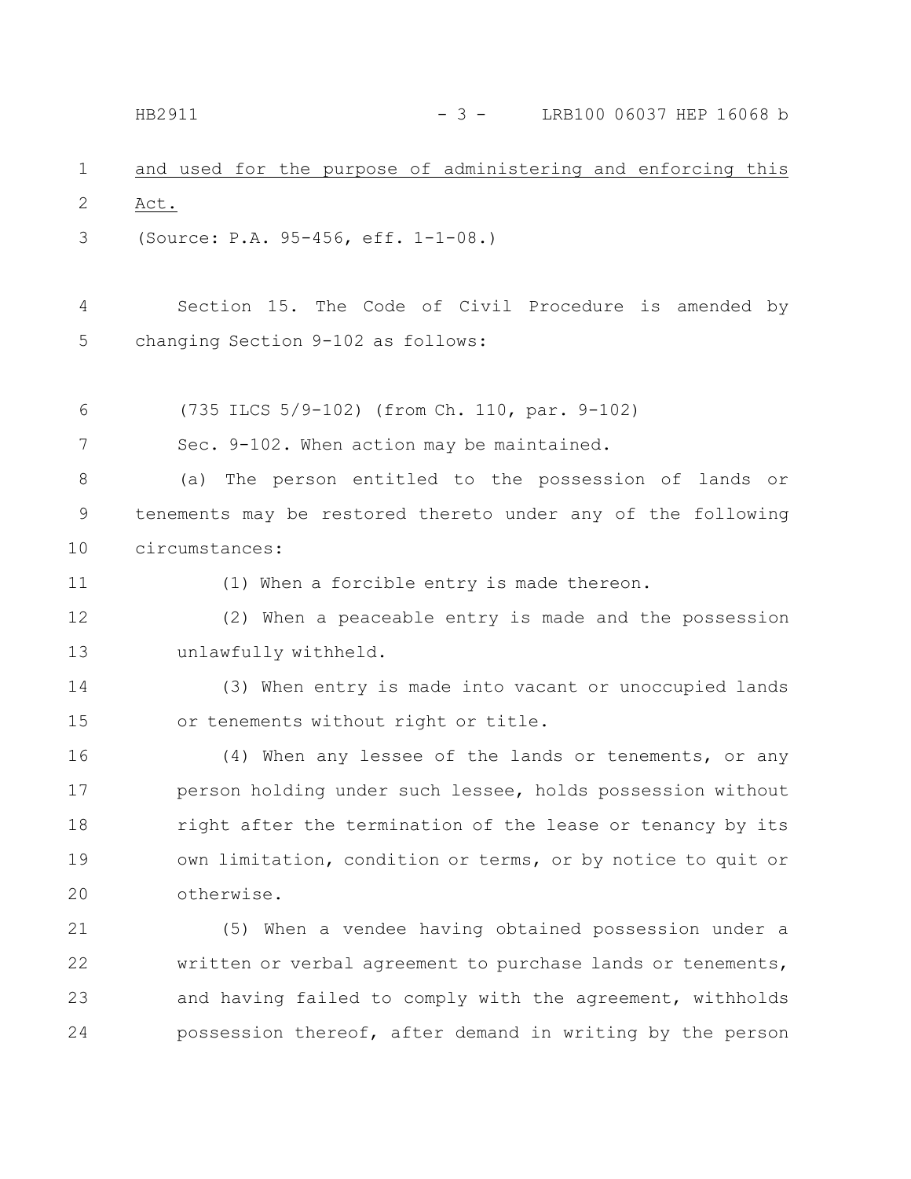and used for the purpose of administering and enforcing this Act.

(Source: P.A. 95-456, eff. 1-1-08.)

Section 15. The Code of Civil Procedure is amended by changing Section 9-102 as follows:

(735 ILCS 5/9-102) (from Ch. 110, par. 9-102)

Sec. 9-102. When action may be maintained.

(a) The person entitled to the possession of lands or tenements may be restored thereto under any of the following circumstances:

(1) When a forcible entry is made thereon.

(2) When a peaceable entry is made and the possession unlawfully withheld.

(3) When entry is made into vacant or unoccupied lands or tenements without right or title.

(4) When any lessee of the lands or tenements, or any person holding under such lessee, holds possession without right after the termination of the lease or tenancy by its own limitation, condition or terms, or by notice to quit or otherwise.

(5) When a vendee having obtained possession under a written or verbal agreement to purchase lands or tenements, and having failed to comply with the agreement, withholds possession thereof, after demand in writing by the person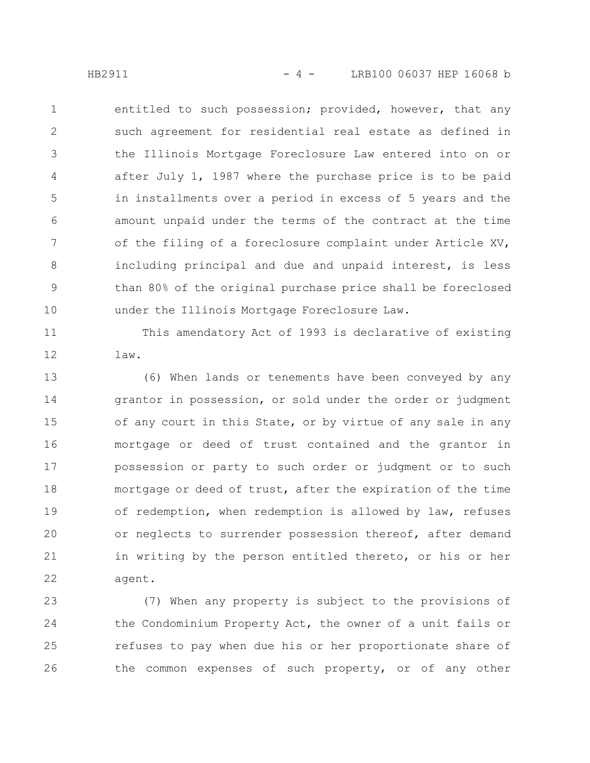entitled to such possession; provided, however, that any such agreement for residential real estate as defined in the Illinois Mortgage Foreclosure Law entered into on or after July 1, 1987 where the purchase price is to be paid in installments over a period in excess of 5 years and the amount unpaid under the terms of the contract at the time of the filing of a foreclosure complaint under Article XV, including principal and due and unpaid interest, is less than 80% of the original purchase price shall be foreclosed under the Illinois Mortgage Foreclosure Law.

This amendatory Act of 1993 is declarative of existing law.

(6) When lands or tenements have been conveyed by any grantor in possession, or sold under the order or judgment of any court in this State, or by virtue of any sale in any mortgage or deed of trust contained and the grantor in possession or party to such order or judgment or to such mortgage or deed of trust, after the expiration of the time of redemption, when redemption is allowed by law, refuses or neglects to surrender possession thereof, after demand in writing by the person entitled thereto, or his or her agent.

(7) When any property is subject to the provisions of the Condominium Property Act, the owner of a unit fails or refuses to pay when due his or her proportionate share of the common expenses of such property, or of any other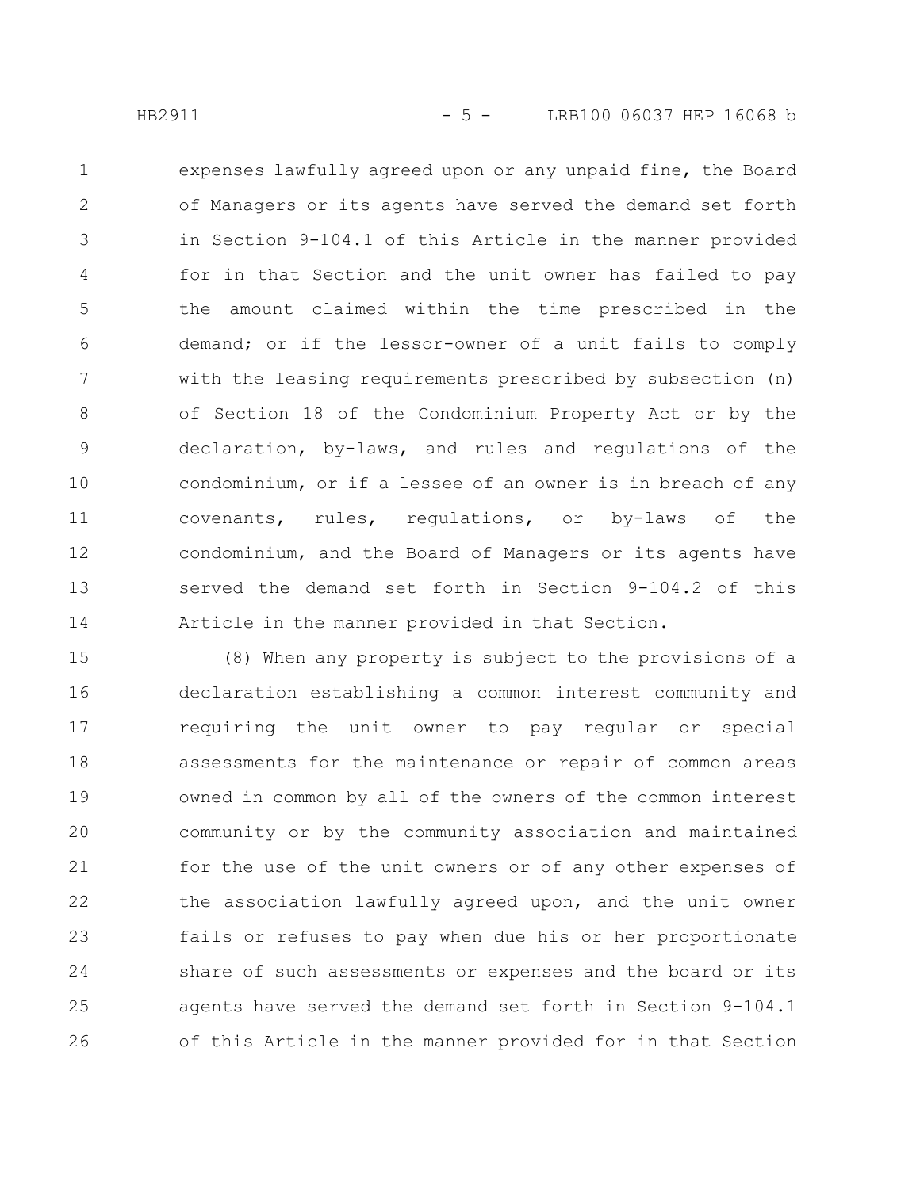expenses lawfully agreed upon or any unpaid fine, the Board of Managers or its agents have served the demand set forth in Section 9-104.1 of this Article in the manner provided for in that Section and the unit owner has failed to pay the amount claimed within the time prescribed in the demand; or if the lessor-owner of a unit fails to comply with the leasing requirements prescribed by subsection (n) of Section 18 of the Condominium Property Act or by the declaration, by-laws, and rules and regulations of the condominium, or if a lessee of an owner is in breach of any covenants, rules, regulations, or by-laws of the condominium, and the Board of Managers or its agents have served the demand set forth in Section 9-104.2 of this Article in the manner provided in that Section.

(8) When any property is subject to the provisions of a declaration establishing a common interest community and requiring the unit owner to pay regular or special assessments for the maintenance or repair of common areas owned in common by all of the owners of the common interest community or by the community association and maintained for the use of the unit owners or of any other expenses of the association lawfully agreed upon, and the unit owner fails or refuses to pay when due his or her proportionate share of such assessments or expenses and the board or its agents have served the demand set forth in Section 9-104.1 of this Article in the manner provided for in that Section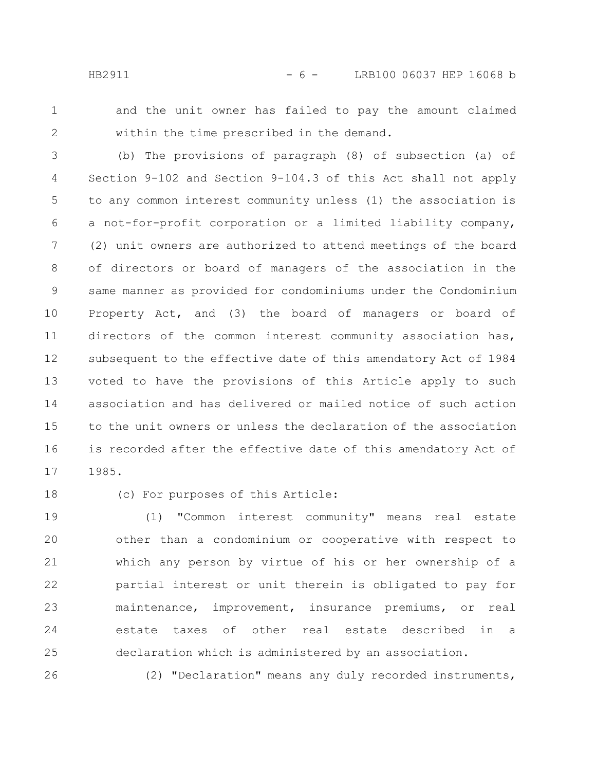and the unit owner has failed to pay the amount claimed within the time prescribed in the demand.

(b) The provisions of paragraph (8) of subsection (a) of Section 9-102 and Section 9-104.3 of this Act shall not apply to any common interest community unless (1) the association is a not-for-profit corporation or a limited liability company, (2) unit owners are authorized to attend meetings of the board of directors or board of managers of the association in the same manner as provided for condominiums under the Condominium Property Act, and (3) the board of managers or board of directors of the common interest community association has, subsequent to the effective date of this amendatory Act of 1984 voted to have the provisions of this Article apply to such association and has delivered or mailed notice of such action to the unit owners or unless the declaration of the association is recorded after the effective date of this amendatory Act of 1985.

(c) For purposes of this Article:

(1) "Common interest community" means real estate other than a condominium or cooperative with respect to which any person by virtue of his or her ownership of a partial interest or unit therein is obligated to pay for maintenance, improvement, insurance premiums, or real estate taxes of other real estate described in a declaration which is administered by an association.

(2) "Declaration" means any duly recorded instruments,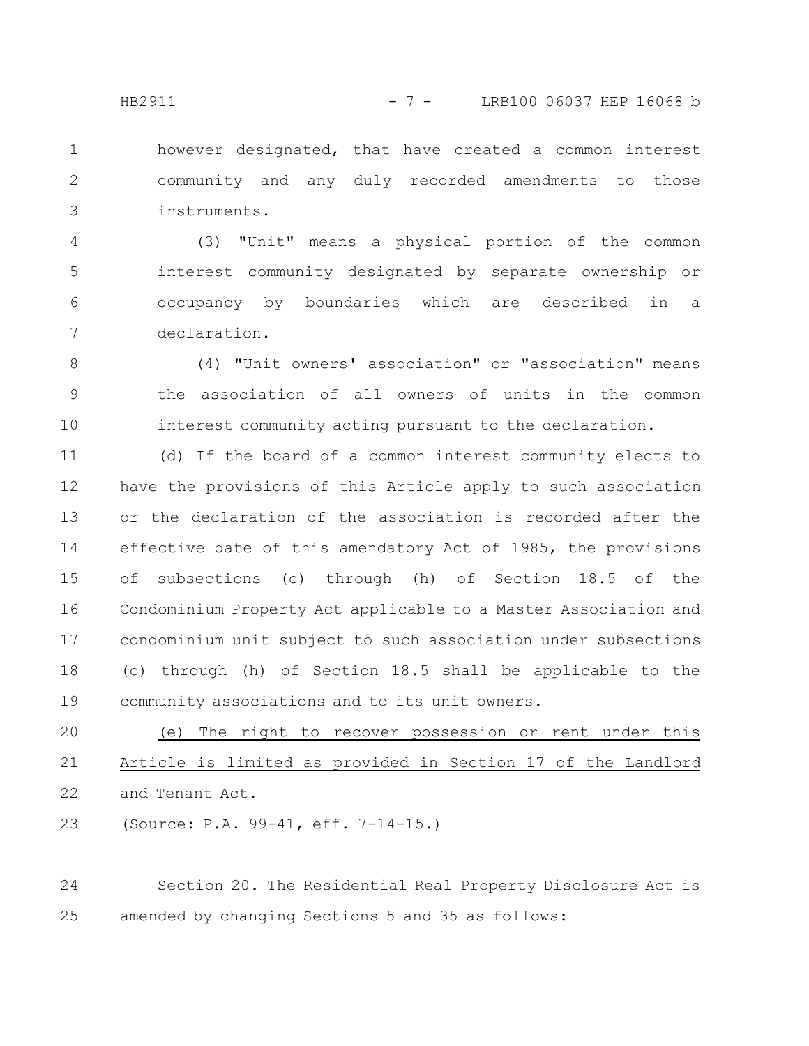however designated, that have created a common interest community and any duly recorded amendments to those instruments.

(3) "Unit" means a physical portion of the common interest community designated by separate ownership or occupancy by boundaries which are described in a declaration.

(4) "Unit owners' association" or "association" means the association of all owners of units in the common interest community acting pursuant to the declaration.

(d) If the board of a common interest community elects to have the provisions of this Article apply to such association or the declaration of the association is recorded after the effective date of this amendatory Act of 1985, the provisions of subsections (c) through (h) of Section 18.5 of the Condominium Property Act applicable to a Master Association and condominium unit subject to such association under subsections (c) through (h) of Section 18.5 shall be applicable to the community associations and to its unit owners.

<u>(e) The right to recover possession or rent under this Article is limited as provided in Section 17 of the Landlord and Tenant Act.</u>

(Source: P.A. 99-41, eff. 7-14-15.)

Section 20. The Residential Real Property Disclosure Act is amended by changing Sections 5 and 35 as follows: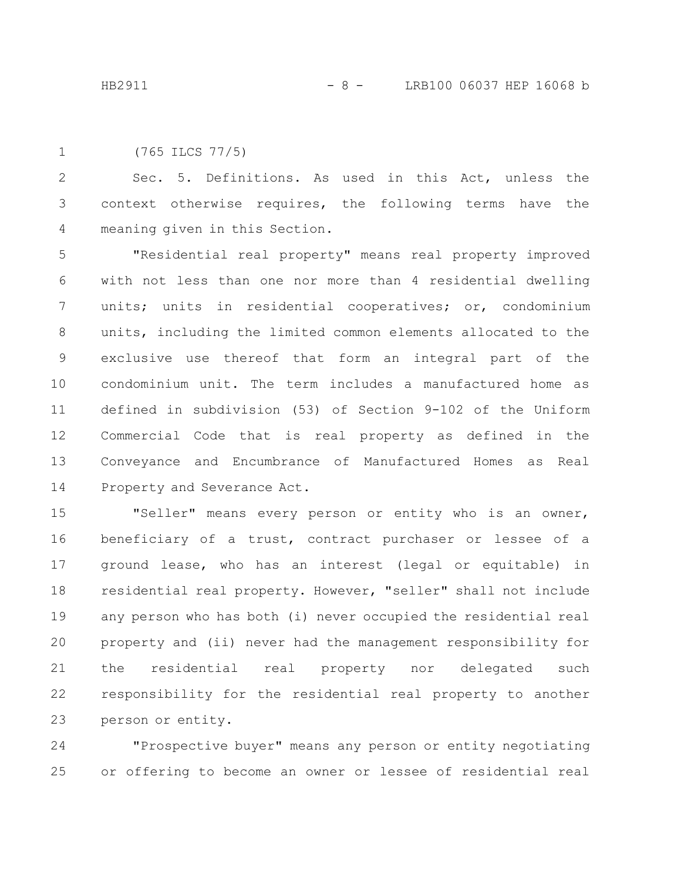(765 ILCS 77/5)

Sec. 5. Definitions. As used in this Act, unless the context otherwise requires, the following terms have the meaning given in this Section.

"Residential real property" means real property improved with not less than one nor more than 4 residential dwelling units; units in residential cooperatives; or, condominium units, including the limited common elements allocated to the exclusive use thereof that form an integral part of the condominium unit. The term includes a manufactured home as defined in subdivision (53) of Section 9-102 of the Uniform Commercial Code that is real property as defined in the Conveyance and Encumbrance of Manufactured Homes as Real Property and Severance Act.

"Seller" means every person or entity who is an owner, beneficiary of a trust, contract purchaser or lessee of a ground lease, who has an interest (legal or equitable) in residential real property. However, "seller" shall not include any person who has both (i) never occupied the residential real property and (ii) never had the management responsibility for the residential real property nor delegated such responsibility for the residential real property to another person or entity.

"Prospective buyer" means any person or entity negotiating or offering to become an owner or lessee of residential real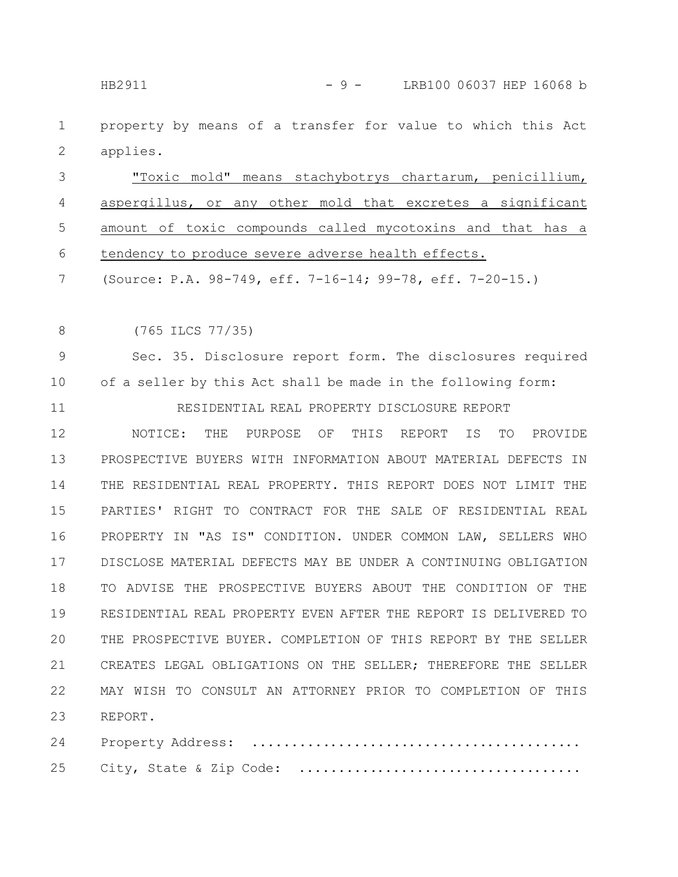property by means of a transfer for value to which this Act applies.

"Toxic mold" means stachybotrys chartarum, penicillium, aspergillus, or any other mold that excretes a significant amount of toxic compounds called mycotoxins and that has a tendency to produce severe adverse health effects.

(Source: P.A. 98-749, eff. 7-16-14; 99-78, eff. 7-20-15.)

(765 ILCS 77/35)

Sec. 35. Disclosure report form. The disclosures required of a seller by this Act shall be made in the following form:

RESIDENTIAL REAL PROPERTY DISCLOSURE REPORT

NOTICE: THE PURPOSE OF THIS REPORT IS TO PROVIDE PROSPECTIVE BUYERS WITH INFORMATION ABOUT MATERIAL DEFECTS IN THE RESIDENTIAL REAL PROPERTY. THIS REPORT DOES NOT LIMIT THE PARTIES' RIGHT TO CONTRACT FOR THE SALE OF RESIDENTIAL REAL PROPERTY IN "AS IS" CONDITION. UNDER COMMON LAW, SELLERS WHO DISCLOSE MATERIAL DEFECTS MAY BE UNDER A CONTINUING OBLIGATION TO ADVISE THE PROSPECTIVE BUYERS ABOUT THE CONDITION OF THE RESIDENTIAL REAL PROPERTY EVEN AFTER THE REPORT IS DELIVERED TO THE PROSPECTIVE BUYER. COMPLETION OF THIS REPORT BY THE SELLER CREATES LEGAL OBLIGATIONS ON THE SELLER; THEREFORE THE SELLER MAY WISH TO CONSULT AN ATTORNEY PRIOR TO COMPLETION OF THIS REPORT.

Property Address: ..........................................

City, State & Zip Code: ...................................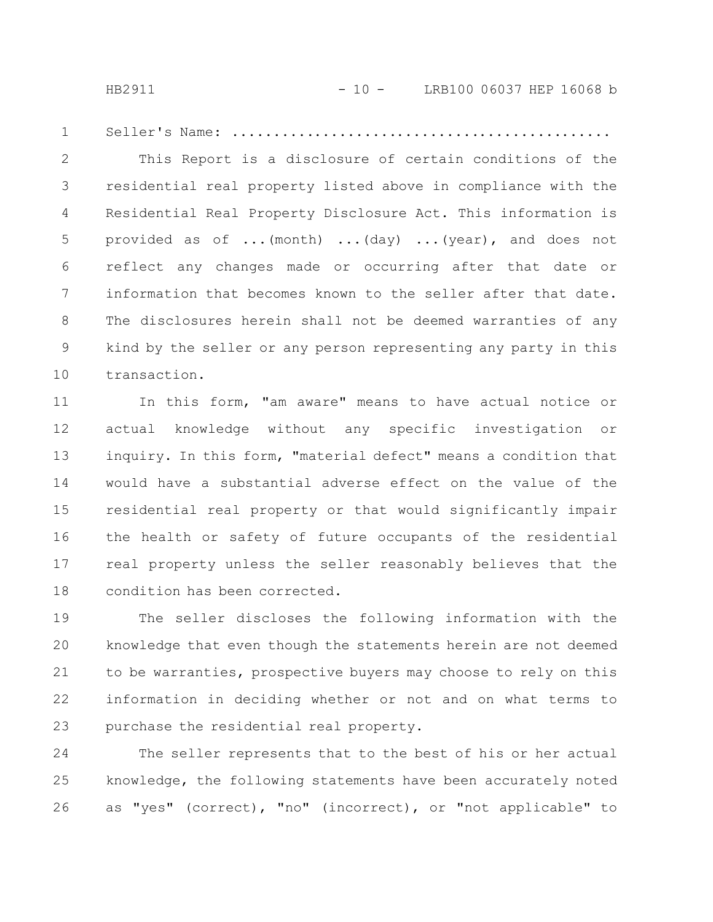Seller's Name: ............................................

This Report is a disclosure of certain conditions of the residential real property listed above in compliance with the Residential Real Property Disclosure Act. This information is provided as of ...(month) ...(day) ...(year), and does not reflect any changes made or occurring after that date or information that becomes known to the seller after that date. The disclosures herein shall not be deemed warranties of any kind by the seller or any person representing any party in this transaction.

In this form, "am aware" means to have actual notice or actual knowledge without any specific investigation or inquiry. In this form, "material defect" means a condition that would have a substantial adverse effect on the value of the residential real property or that would significantly impair the health or safety of future occupants of the residential real property unless the seller reasonably believes that the condition has been corrected.

The seller discloses the following information with the knowledge that even though the statements herein are not deemed to be warranties, prospective buyers may choose to rely on this information in deciding whether or not and on what terms to purchase the residential real property.

The seller represents that to the best of his or her actual knowledge, the following statements have been accurately noted as "yes" (correct), "no" (incorrect), or "not applicable" to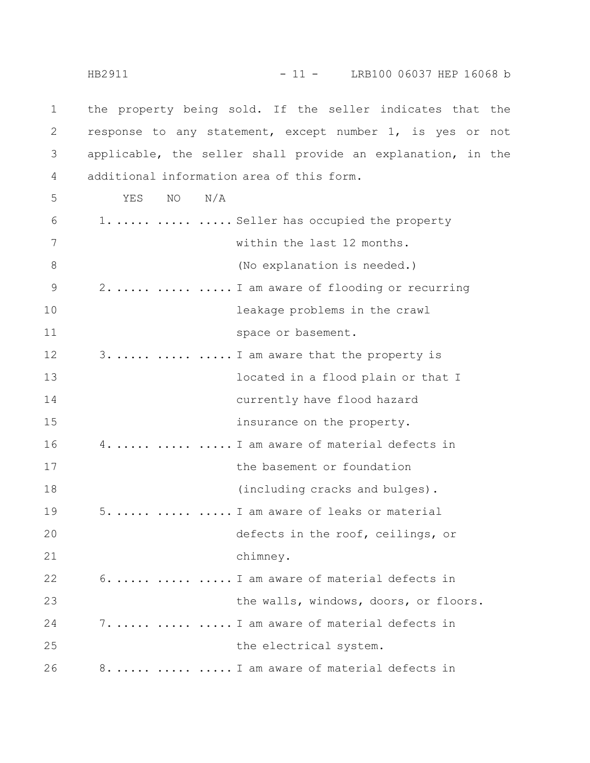the property being sold. If the seller indicates that the response to any statement, except number 1, is yes or not applicable, the seller shall provide an explanation, in the additional information area of this form.

| | YES | NO | N/A | |
|---|---|---|---|---|
| 1. | ..... | ..... | ..... | Seller has occupied the property within the last 12 months. (No explanation is needed.) |
| 2. | ..... | ..... | ..... | I am aware of flooding or recurring leakage problems in the crawl space or basement. |
| 3. | ..... | ..... | ..... | I am aware that the property is located in a flood plain or that I currently have flood hazard insurance on the property. |
| 4. | ..... | ..... | ..... | I am aware of material defects in the basement or foundation (including cracks and bulges). |
| 5. | ..... | ..... | ..... | I am aware of leaks or material defects in the roof, ceilings, or chimney. |
| 6. | ..... | ..... | ..... | I am aware of material defects in the walls, windows, doors, or floors. |
| 7. | ..... | ..... | ..... | I am aware of material defects in the electrical system. |
| 8. | ..... | ..... | ..... | I am aware of material defects in |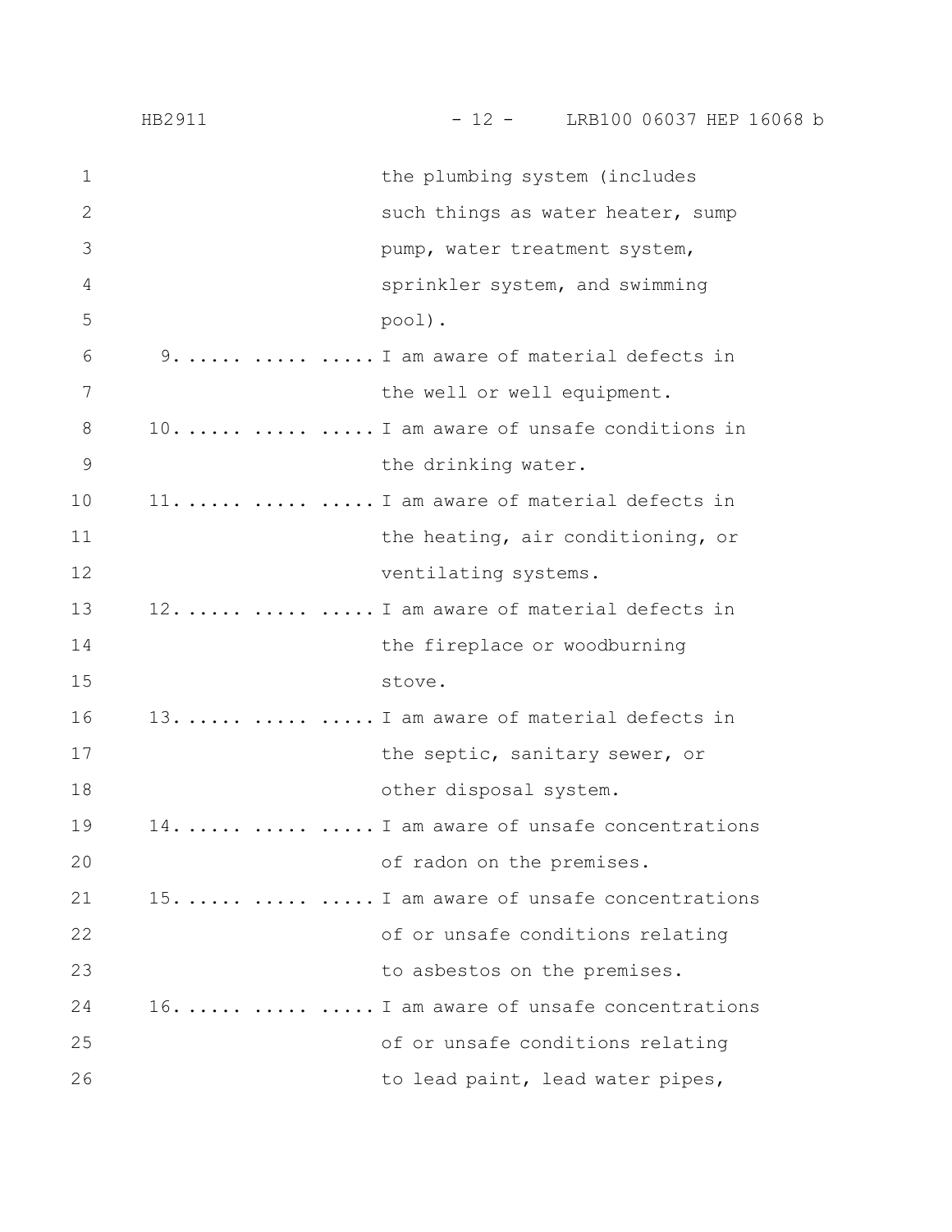the plumbing system (includes such things as water heater, sump pump, water treatment system, sprinkler system, and swimming pool).

9. ..... ..... ..... I am aware of material defects in the well or well equipment.

10. ..... ..... ..... I am aware of unsafe conditions in the drinking water.

11. ..... ..... ..... I am aware of material defects in the heating, air conditioning, or ventilating systems.

12. ..... ..... ..... I am aware of material defects in the fireplace or woodburning stove.

13. ..... ..... ..... I am aware of material defects in the septic, sanitary sewer, or other disposal system.

14. ..... ..... ..... I am aware of unsafe concentrations of radon on the premises.

15. ..... ..... ..... I am aware of unsafe concentrations of or unsafe conditions relating to asbestos on the premises.

16. ..... ..... ..... I am aware of unsafe concentrations of or unsafe conditions relating to lead paint, lead water pipes,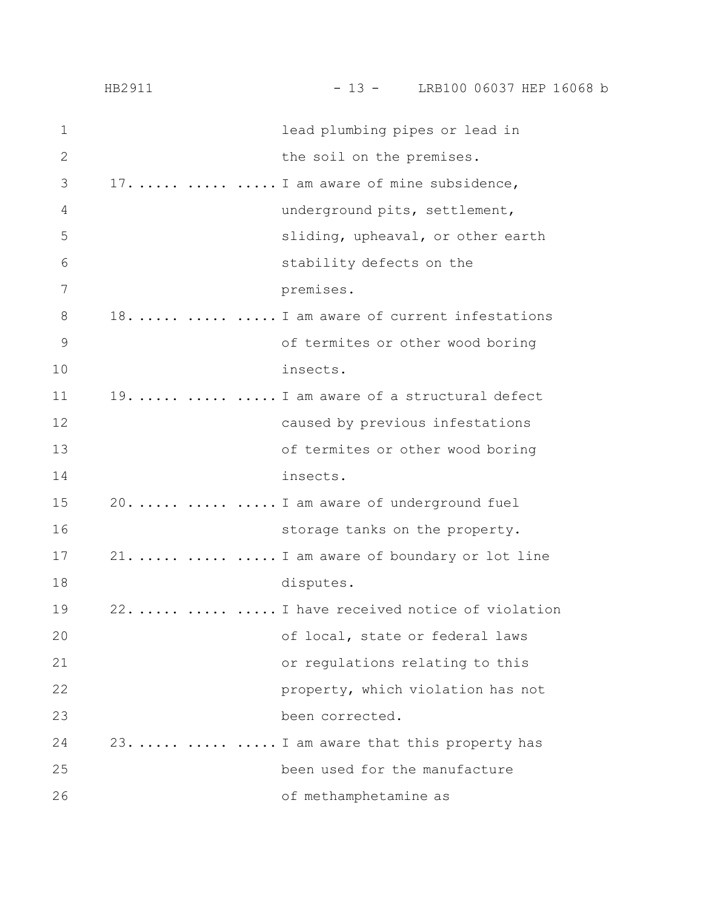lead plumbing pipes or lead in the soil on the premises.

17. ..... ..... ..... I am aware of mine subsidence, underground pits, settlement, sliding, upheaval, or other earth stability defects on the premises.

18. ..... ..... ..... I am aware of current infestations of termites or other wood boring insects.

19. ..... ..... ..... I am aware of a structural defect caused by previous infestations of termites or other wood boring insects.

20. ..... ..... ..... I am aware of underground fuel storage tanks on the property.

21. ..... ..... ..... I am aware of boundary or lot line disputes.

22. ..... ..... ..... I have received notice of violation of local, state or federal laws or regulations relating to this property, which violation has not been corrected.

23. ..... ..... ..... I am aware that this property has been used for the manufacture of methamphetamine as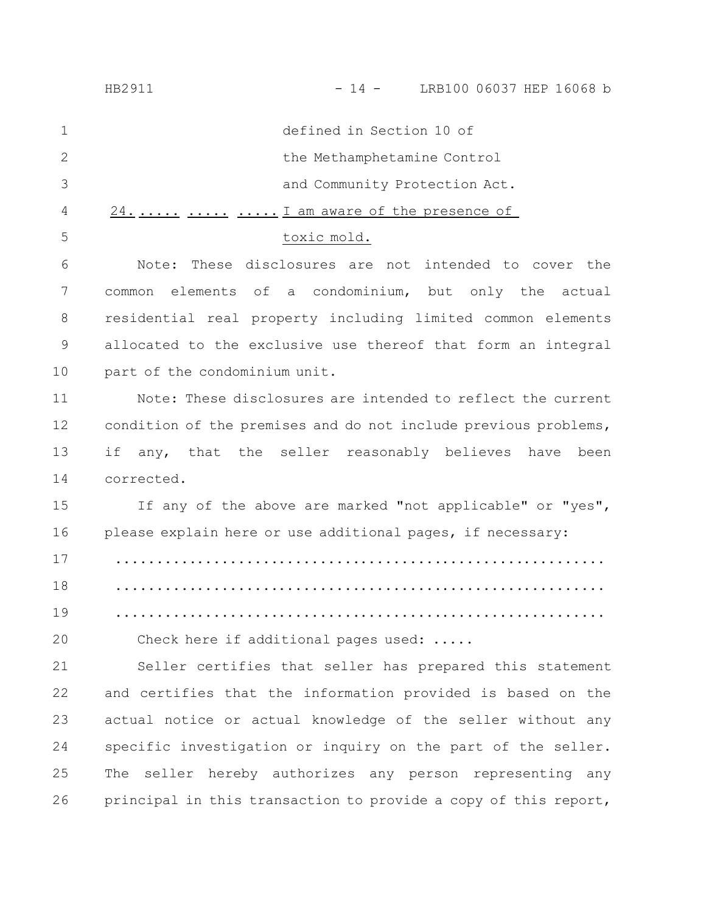defined in Section 10 of the Methamphetamine Control and Community Protection Act.

24. ..... ..... ..... I am aware of the presence of toxic mold.

Note: These disclosures are not intended to cover the common elements of a condominium, but only the actual residential real property including limited common elements allocated to the exclusive use thereof that form an integral part of the condominium unit.

Note: These disclosures are intended to reflect the current condition of the premises and do not include previous problems, if any, that the seller reasonably believes have been corrected.

If any of the above are marked "not applicable" or "yes", please explain here or use additional pages, if necessary:

..........................................................

..........................................................

..........................................................

Check here if additional pages used: .....

Seller certifies that seller has prepared this statement and certifies that the information provided is based on the actual notice or actual knowledge of the seller without any specific investigation or inquiry on the part of the seller. The seller hereby authorizes any person representing any principal in this transaction to provide a copy of this report,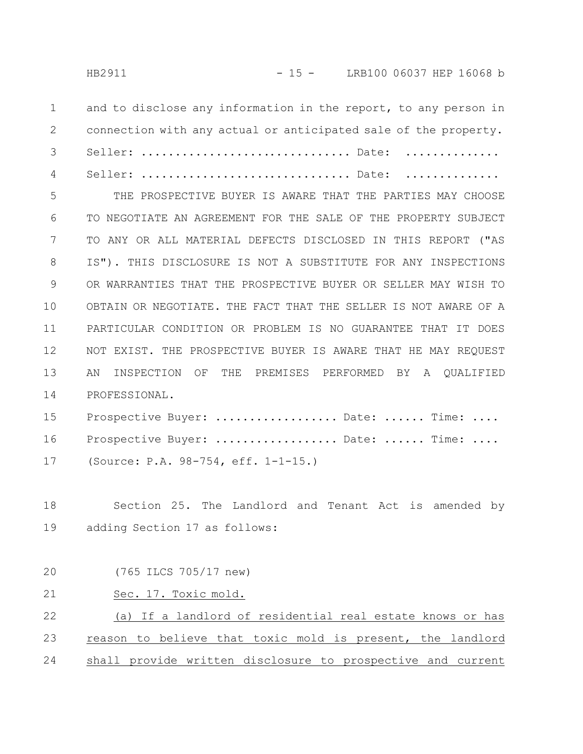and to disclose any information in the report, to any person in connection with any actual or anticipated sale of the property.

Seller: .............................. Date: .............

Seller: .............................. Date: .............

THE PROSPECTIVE BUYER IS AWARE THAT THE PARTIES MAY CHOOSE TO NEGOTIATE AN AGREEMENT FOR THE SALE OF THE PROPERTY SUBJECT TO ANY OR ALL MATERIAL DEFECTS DISCLOSED IN THIS REPORT ("AS IS"). THIS DISCLOSURE IS NOT A SUBSTITUTE FOR ANY INSPECTIONS OR WARRANTIES THAT THE PROSPECTIVE BUYER OR SELLER MAY WISH TO OBTAIN OR NEGOTIATE. THE FACT THAT THE SELLER IS NOT AWARE OF A PARTICULAR CONDITION OR PROBLEM IS NO GUARANTEE THAT IT DOES NOT EXIST. THE PROSPECTIVE BUYER IS AWARE THAT HE MAY REQUEST AN INSPECTION OF THE PREMISES PERFORMED BY A QUALIFIED PROFESSIONAL.

Prospective Buyer: .................. Date: ...... Time: ....

Prospective Buyer: .................. Date: ...... Time: ....

(Source: P.A. 98-754, eff. 1-1-15.)

Section 25. The Landlord and Tenant Act is amended by adding Section 17 as follows:

(765 ILCS 705/17 new)

Sec. 17. Toxic mold.

(a) If a landlord of residential real estate knows or has reason to believe that toxic mold is present, the landlord shall provide written disclosure to prospective and current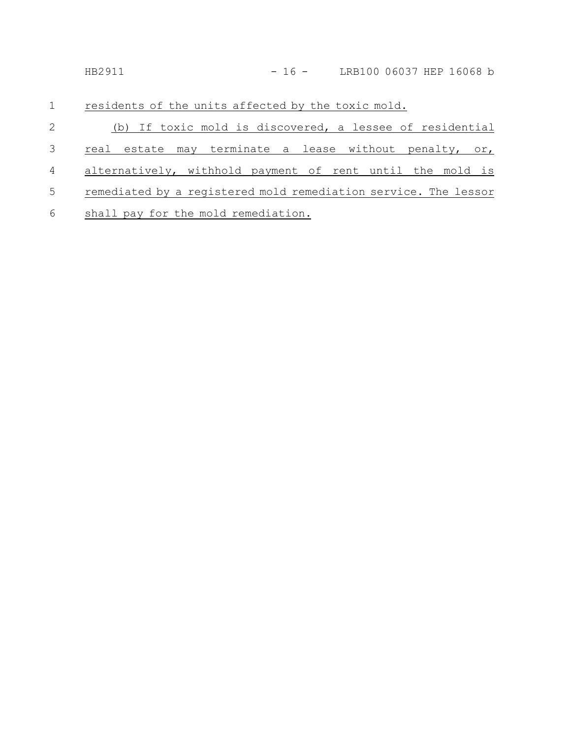residents of the units affected by the toxic mold.

(b) If toxic mold is discovered, a lessee of residential real estate may terminate a lease without penalty, or, alternatively, withhold payment of rent until the mold is remediated by a registered mold remediation service. The lessor shall pay for the mold remediation.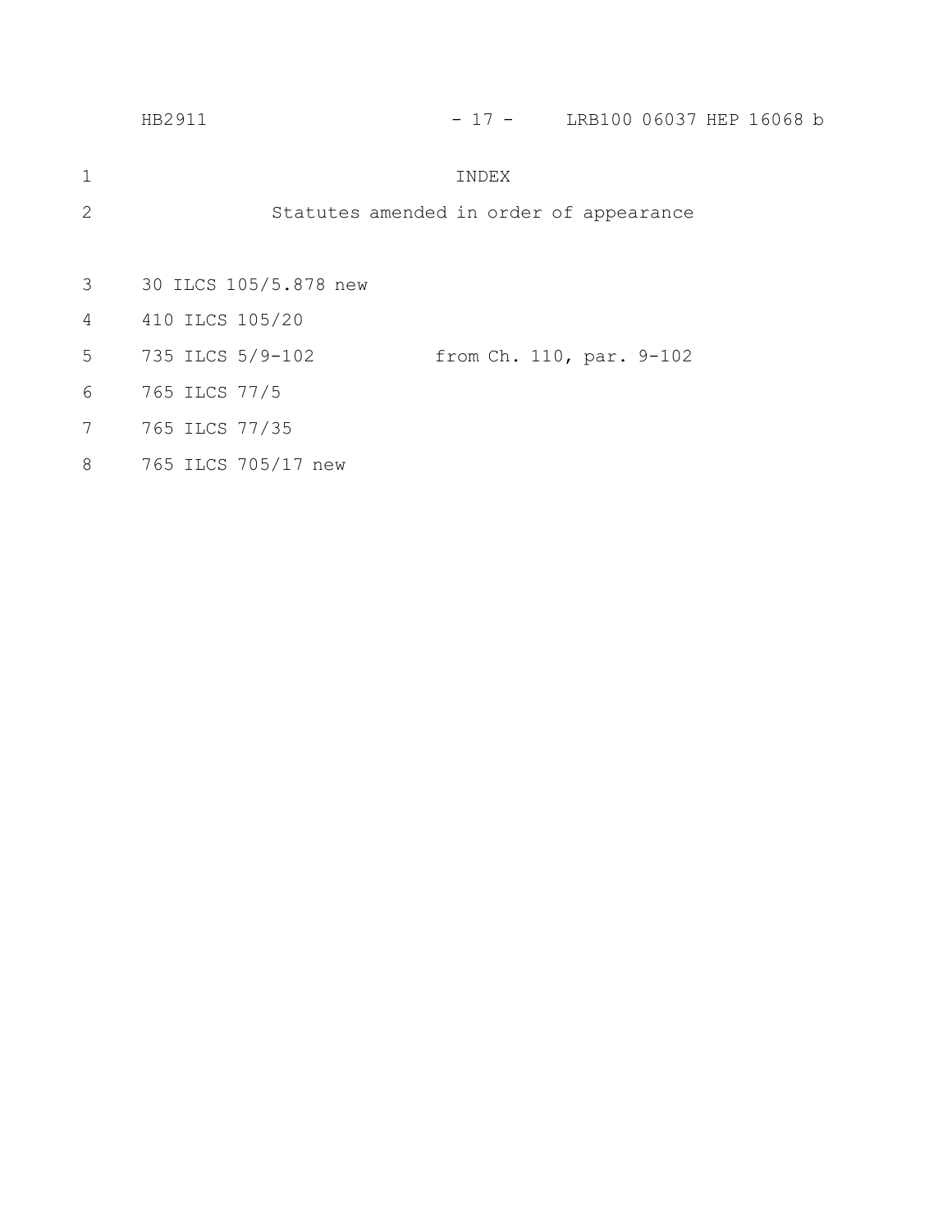# INDEX

## Statutes amended in order of appearance

| | |
|---|---|
| 30 ILCS 105/5.878 new | |
| 410 ILCS 105/20 | |
| 735 ILCS 5/9-102 | from Ch. 110, par. 9-102 |
| 765 ILCS 77/5 | |
| 765 ILCS 77/35 | |
| 765 ILCS 705/17 new | |